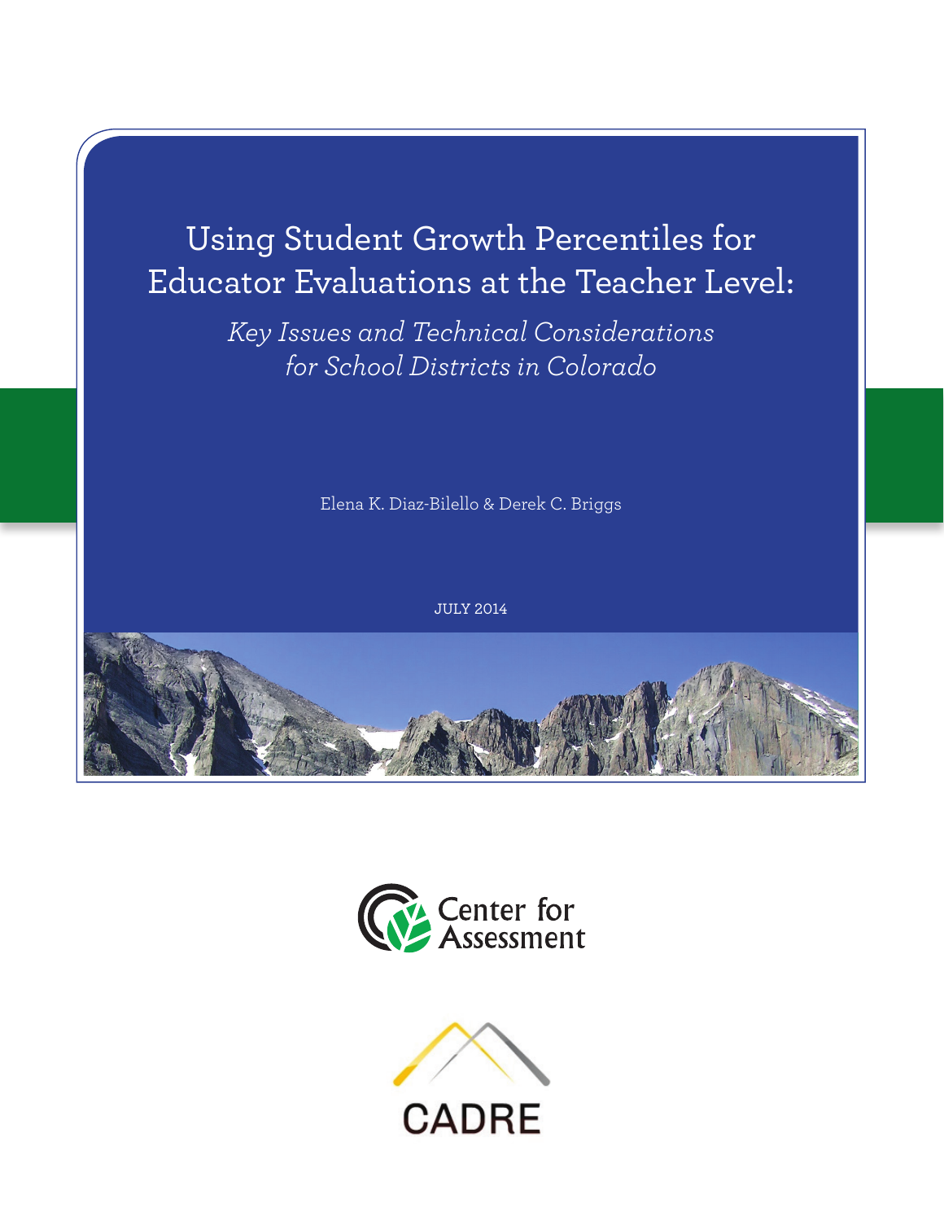# Using Student Growth Percentiles for Educator Evaluations at the Teacher Level:

## *Key Issues and Technical Considerations for School Districts in Colorado*

Elena K. Diaz-Bilello & Derek C. Briggs

JULY 2014

Center for Assessment

CADRE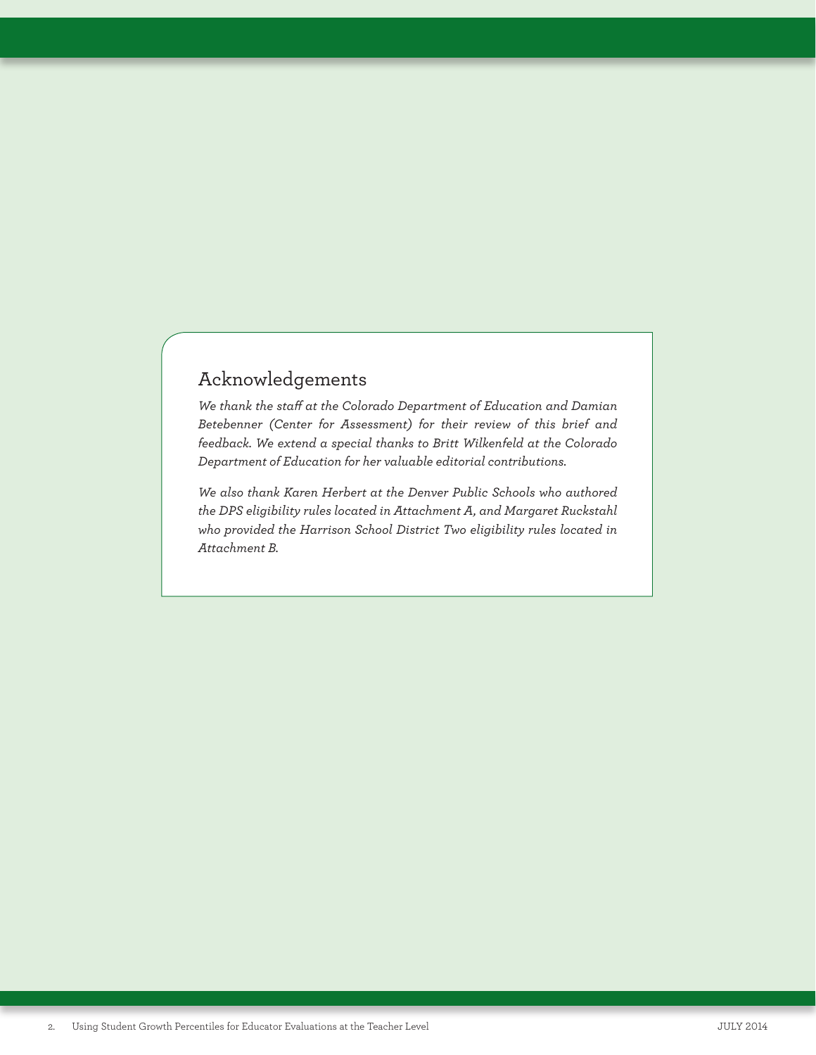## Acknowledgements

*We thank the staff at the Colorado Department of Education and Damian Betebenner (Center for Assessment) for their review of this brief and feedback. We extend a special thanks to Britt Wilkenfeld at the Colorado Department of Education for her valuable editorial contributions.*

*We also thank Karen Herbert at the Denver Public Schools who authored the DPS eligibility rules located in Attachment A, and Margaret Ruckstahl who provided the Harrison School District Two eligibility rules located in Attachment B.*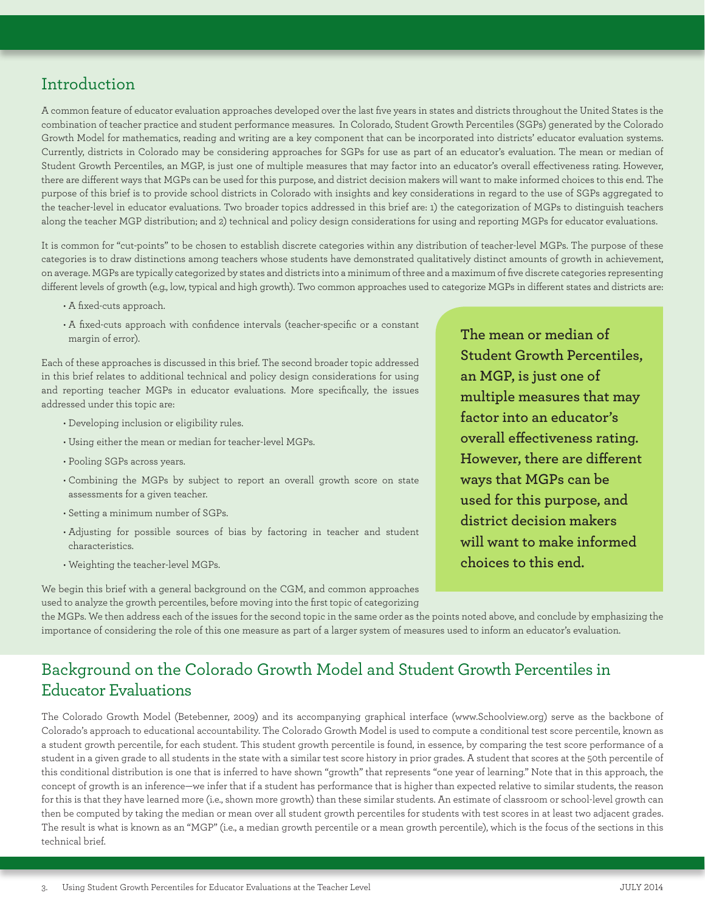## Introduction

A common feature of educator evaluation approaches developed over the last five years in states and districts throughout the United States is the combination of teacher practice and student performance measures. In Colorado, Student Growth Percentiles (SGPs) generated by the Colorado Growth Model for mathematics, reading and writing are a key component that can be incorporated into districts' educator evaluation systems. Currently, districts in Colorado may be considering approaches for SGPs for use as part of an educator's evaluation. The mean or median of Student Growth Percentiles, an MGP, is just one of multiple measures that may factor into an educator's overall effectiveness rating. However, there are different ways that MGPs can be used for this purpose, and district decision makers will want to make informed choices to this end. The purpose of this brief is to provide school districts in Colorado with insights and key considerations in regard to the use of SGPs aggregated to the teacher-level in educator evaluations. Two broader topics addressed in this brief are: 1) the categorization of MGPs to distinguish teachers along the teacher MGP distribution; and 2) technical and policy design considerations for using and reporting MGPs for educator evaluations.

It is common for "cut-points" to be chosen to establish discrete categories within any distribution of teacher-level MGPs. The purpose of these categories is to draw distinctions among teachers whose students have demonstrated qualitatively distinct amounts of growth in achievement, on average. MGPs are typically categorized by states and districts into a minimum of three and a maximum of five discrete categories representing different levels of growth (e.g., low, typical and high growth). Two common approaches used to categorize MGPs in different states and districts are:

- A fixed-cuts approach.
- A fixed-cuts approach with confidence intervals (teacher-specific or a constant margin of error).

Each of these approaches is discussed in this brief. The second broader topic addressed in this brief relates to additional technical and policy design considerations for using and reporting teacher MGPs in educator evaluations. More specifically, the issues addressed under this topic are:

- Developing inclusion or eligibility rules.
- Using either the mean or median for teacher-level MGPs.
- Pooling SGPs across years.
- Combining the MGPs by subject to report an overall growth score on state assessments for a given teacher.
- Setting a minimum number of SGPs.
- Adjusting for possible sources of bias by factoring in teacher and student characteristics.
- Weighting the teacher-level MGPs.

We begin this brief with a general background on the CGM, and common approaches used to analyze the growth percentiles, before moving into the first topic of categorizing the MGPs. We then address each of the issues for the second topic in the same order as the points noted above, and conclude by emphasizing the importance of considering the role of this one measure as part of a larger system of measures used to inform an educator's evaluation.

**The mean or median of Student Growth Percentiles, an MGP, is just one of multiple measures that may factor into an educator's overall effectiveness rating. However, there are different ways that MGPs can be used for this purpose, and district decision makers will want to make informed choices to this end.**

## Background on the Colorado Growth Model and Student Growth Percentiles in Educator Evaluations

The Colorado Growth Model (Betebenner, 2009) and its accompanying graphical interface (www.Schoolview.org) serve as the backbone of Colorado's approach to educational accountability. The Colorado Growth Model is used to compute a conditional test score percentile, known as a student growth percentile, for each student. This student growth percentile is found, in essence, by comparing the test score performance of a student in a given grade to all students in the state with a similar test score history in prior grades. A student that scores at the 50th percentile of this conditional distribution is one that is inferred to have shown "growth" that represents "one year of learning." Note that in this approach, the concept of growth is an inference—we infer that if a student has performance that is higher than expected relative to similar students, the reason for this is that they have learned more (i.e., shown more growth) than these similar students. An estimate of classroom or school-level growth can then be computed by taking the median or mean over all student growth percentiles for students with test scores in at least two adjacent grades. The result is what is known as an "MGP" (i.e., a median growth percentile or a mean growth percentile), which is the focus of the sections in this technical brief.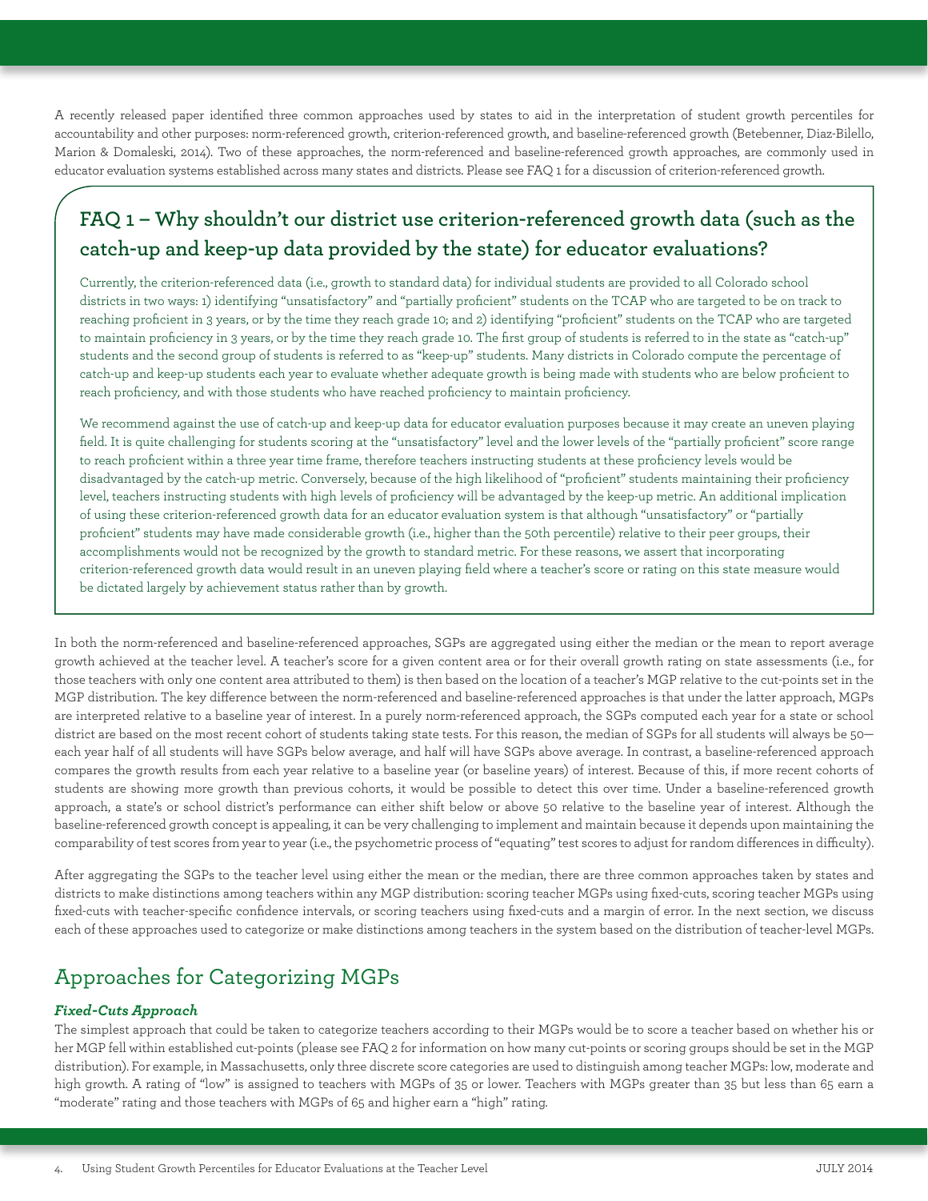A recently released paper identified three common approaches used by states to aid in the interpretation of student growth percentiles for accountability and other purposes: norm-referenced growth, criterion-referenced growth, and baseline-referenced growth (Betebenner, Diaz-Bilello, Marion & Domaleski, 2014). Two of these approaches, the norm-referenced and baseline-referenced growth approaches, are commonly used in educator evaluation systems established across many states and districts. Please see FAQ 1 for a discussion of criterion-referenced growth.

### FAQ 1 – Why shouldn't our district use criterion-referenced growth data (such as the catch-up and keep-up data provided by the state) for educator evaluations?

Currently, the criterion-referenced data (i.e., growth to standard data) for individual students are provided to all Colorado school districts in two ways: 1) identifying "unsatisfactory" and "partially proficient" students on the TCAP who are targeted to be on track to reaching proficient in 3 years, or by the time they reach grade 10; and 2) identifying "proficient" students on the TCAP who are targeted to maintain proficiency in 3 years, or by the time they reach grade 10. The first group of students is referred to in the state as "catch-up" students and the second group of students is referred to as "keep-up" students. Many districts in Colorado compute the percentage of catch-up and keep-up students each year to evaluate whether adequate growth is being made with students who are below proficient to reach proficiency, and with those students who have reached proficiency to maintain proficiency.

We recommend against the use of catch-up and keep-up data for educator evaluation purposes because it may create an uneven playing field. It is quite challenging for students scoring at the "unsatisfactory" level and the lower levels of the "partially proficient" score range to reach proficient within a three year time frame, therefore teachers instructing students at these proficiency levels would be disadvantaged by the catch-up metric. Conversely, because of the high likelihood of "proficient" students maintaining their proficiency level, teachers instructing students with high levels of proficiency will be advantaged by the keep-up metric. An additional implication of using these criterion-referenced growth data for an educator evaluation system is that although "unsatisfactory" or "partially proficient" students may have made considerable growth (i.e., higher than the 50th percentile) relative to their peer groups, their accomplishments would not be recognized by the growth to standard metric. For these reasons, we assert that incorporating criterion-referenced growth data would result in an uneven playing field where a teacher's score or rating on this state measure would be dictated largely by achievement status rather than by growth.

In both the norm-referenced and baseline-referenced approaches, SGPs are aggregated using either the median or the mean to report average growth achieved at the teacher level. A teacher's score for a given content area or for their overall growth rating on state assessments (i.e., for those teachers with only one content area attributed to them) is then based on the location of a teacher's MGP relative to the cut-points set in the MGP distribution. The key difference between the norm-referenced and baseline-referenced approaches is that under the latter approach, MGPs are interpreted relative to a baseline year of interest. In a purely norm-referenced approach, the SGPs computed each year for a state or school district are based on the most recent cohort of students taking state tests. For this reason, the median of SGPs for all students will always be 50—each year half of all students will have SGPs below average, and half will have SGPs above average. In contrast, a baseline-referenced approach compares the growth results from each year relative to a baseline year (or baseline years) of interest. Because of this, if more recent cohorts of students are showing more growth than previous cohorts, it would be possible to detect this over time. Under a baseline-referenced growth approach, a state's or school district's performance can either shift below or above 50 relative to the baseline year of interest. Although the baseline-referenced growth concept is appealing, it can be very challenging to implement and maintain because it depends upon maintaining the comparability of test scores from year to year (i.e., the psychometric process of "equating" test scores to adjust for random differences in difficulty).

After aggregating the SGPs to the teacher level using either the mean or the median, there are three common approaches taken by states and districts to make distinctions among teachers within any MGP distribution: scoring teacher MGPs using fixed-cuts, scoring teacher MGPs using fixed-cuts with teacher-specific confidence intervals, or scoring teachers using fixed-cuts and a margin of error. In the next section, we discuss each of these approaches used to categorize or make distinctions among teachers in the system based on the distribution of teacher-level MGPs.

## Approaches for Categorizing MGPs

***Fixed-Cuts Approach***

The simplest approach that could be taken to categorize teachers according to their MGPs would be to score a teacher based on whether his or her MGP fell within established cut-points (please see FAQ 2 for information on how many cut-points or scoring groups should be set in the MGP distribution). For example, in Massachusetts, only three discrete score categories are used to distinguish among teacher MGPs: low, moderate and high growth. A rating of "low" is assigned to teachers with MGPs of 35 or lower. Teachers with MGPs greater than 35 but less than 65 earn a "moderate" rating and those teachers with MGPs of 65 and higher earn a "high" rating.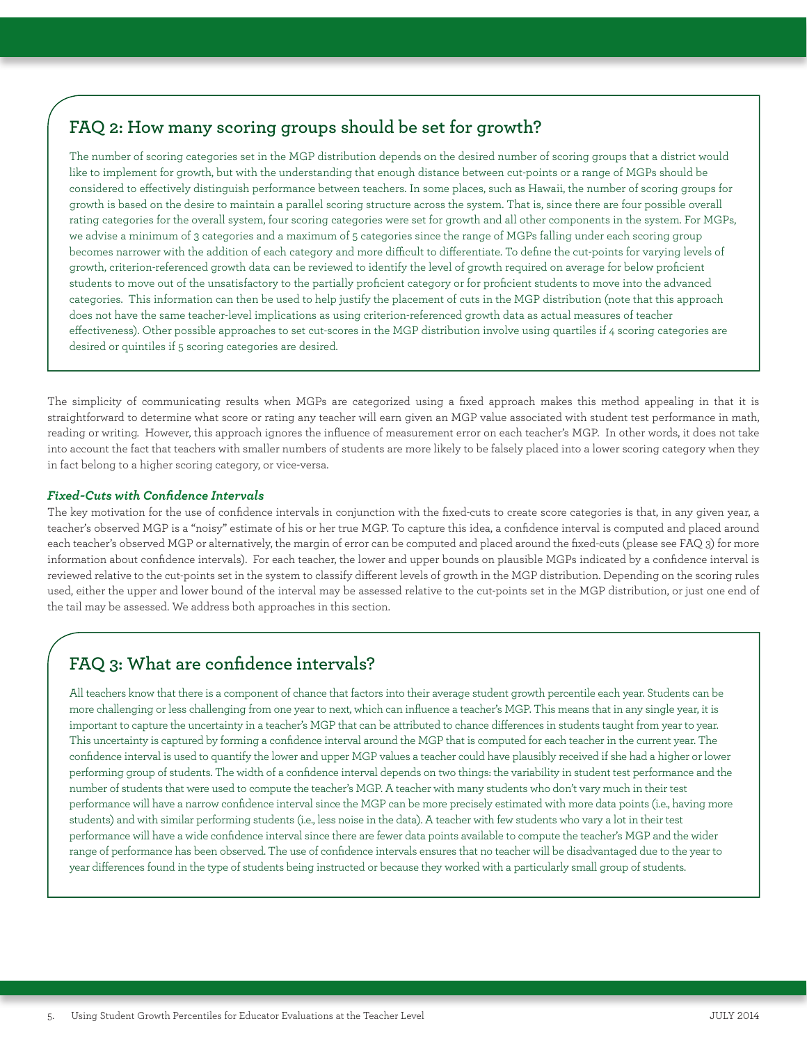### FAQ 2: How many scoring groups should be set for growth?

The number of scoring categories set in the MGP distribution depends on the desired number of scoring groups that a district would like to implement for growth, but with the understanding that enough distance between cut-points or a range of MGPs should be considered to effectively distinguish performance between teachers. In some places, such as Hawaii, the number of scoring groups for growth is based on the desire to maintain a parallel scoring structure across the system. That is, since there are four possible overall rating categories for the overall system, four scoring categories were set for growth and all other components in the system. For MGPs, we advise a minimum of 3 categories and a maximum of 5 categories since the range of MGPs falling under each scoring group becomes narrower with the addition of each category and more difficult to differentiate. To define the cut-points for varying levels of growth, criterion-referenced growth data can be reviewed to identify the level of growth required on average for below proficient students to move out of the unsatisfactory to the partially proficient category or for proficient students to move into the advanced categories. This information can then be used to help justify the placement of cuts in the MGP distribution (note that this approach does not have the same teacher-level implications as using criterion-referenced growth data as actual measures of teacher effectiveness). Other possible approaches to set cut-scores in the MGP distribution involve using quartiles if 4 scoring categories are desired or quintiles if 5 scoring categories are desired.

The simplicity of communicating results when MGPs are categorized using a fixed approach makes this method appealing in that it is straightforward to determine what score or rating any teacher will earn given an MGP value associated with student test performance in math, reading or writing. However, this approach ignores the influence of measurement error on each teacher's MGP. In other words, it does not take into account the fact that teachers with smaller numbers of students are more likely to be falsely placed into a lower scoring category when they in fact belong to a higher scoring category, or vice-versa.

#### *Fixed-Cuts with Confidence Intervals*

The key motivation for the use of confidence intervals in conjunction with the fixed-cuts to create score categories is that, in any given year, a teacher's observed MGP is a "noisy" estimate of his or her true MGP. To capture this idea, a confidence interval is computed and placed around each teacher's observed MGP or alternatively, the margin of error can be computed and placed around the fixed-cuts (please see FAQ 3) for more information about confidence intervals). For each teacher, the lower and upper bounds on plausible MGPs indicated by a confidence interval is reviewed relative to the cut-points set in the system to classify different levels of growth in the MGP distribution. Depending on the scoring rules used, either the upper and lower bound of the interval may be assessed relative to the cut-points set in the MGP distribution, or just one end of the tail may be assessed. We address both approaches in this section.

### FAQ 3: What are confidence intervals?

All teachers know that there is a component of chance that factors into their average student growth percentile each year. Students can be more challenging or less challenging from one year to next, which can influence a teacher's MGP. This means that in any single year, it is important to capture the uncertainty in a teacher's MGP that can be attributed to chance differences in students taught from year to year. This uncertainty is captured by forming a confidence interval around the MGP that is computed for each teacher in the current year. The confidence interval is used to quantify the lower and upper MGP values a teacher could have plausibly received if she had a higher or lower performing group of students. The width of a confidence interval depends on two things: the variability in student test performance and the number of students that were used to compute the teacher's MGP. A teacher with many students who don't vary much in their test performance will have a narrow confidence interval since the MGP can be more precisely estimated with more data points (i.e., having more students) and with similar performing students (i.e., less noise in the data). A teacher with few students who vary a lot in their test performance will have a wide confidence interval since there are fewer data points available to compute the teacher's MGP and the wider range of performance has been observed. The use of confidence intervals ensures that no teacher will be disadvantaged due to the year to year differences found in the type of students being instructed or because they worked with a particularly small group of students.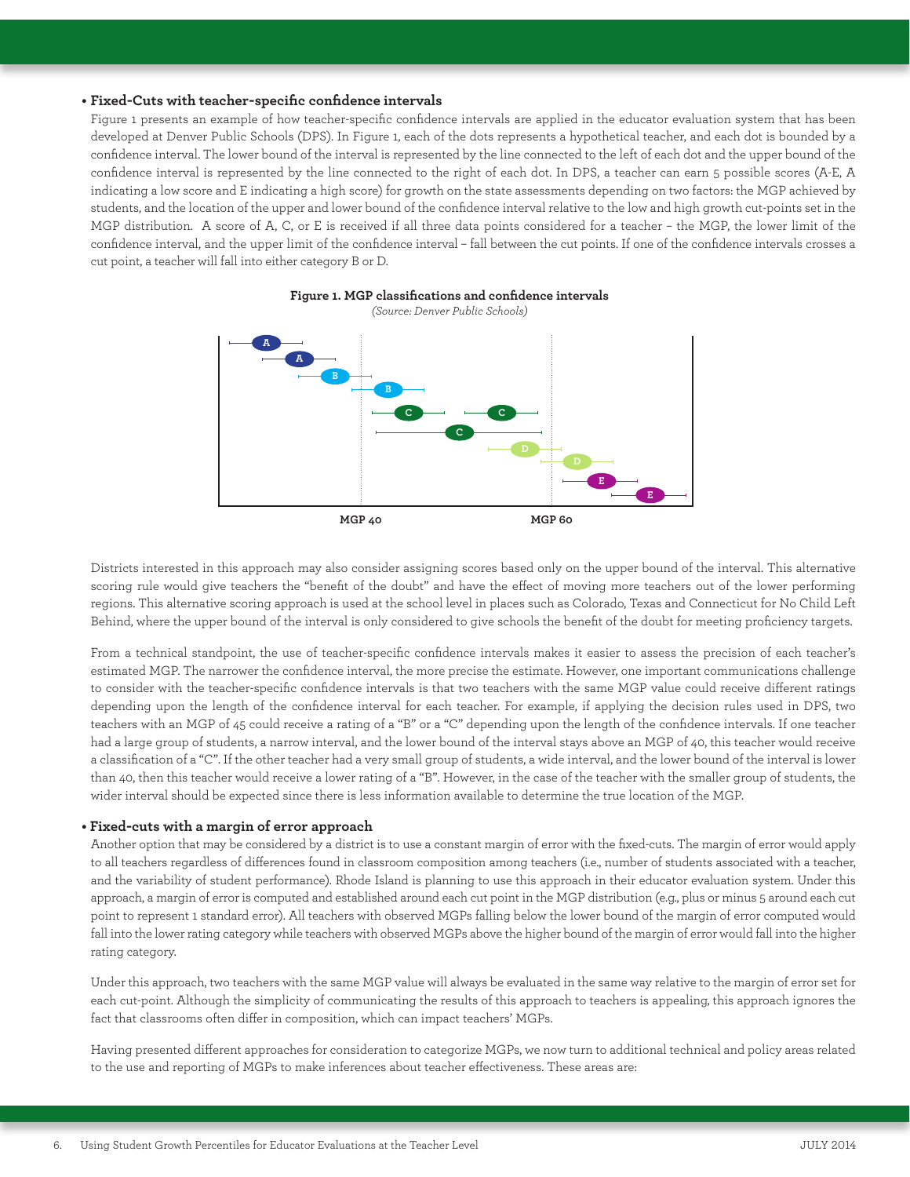- **Fixed-Cuts with teacher-specific confidence intervals**

Figure 1 presents an example of how teacher-specific confidence intervals are applied in the educator evaluation system that has been developed at Denver Public Schools (DPS). In Figure 1, each of the dots represents a hypothetical teacher, and each dot is bounded by a confidence interval. The lower bound of the interval is represented by the line connected to the left of each dot and the upper bound of the confidence interval is represented by the line connected to the right of each dot. In DPS, a teacher can earn 5 possible scores (A-E, A indicating a low score and E indicating a high score) for growth on the state assessments depending on two factors: the MGP achieved by students, and the location of the upper and lower bound of the confidence interval relative to the low and high growth cut-points set in the MGP distribution. A score of A, C, or E is received if all three data points considered for a teacher – the MGP, the lower limit of the confidence interval, and the upper limit of the confidence interval – fall between the cut points. If one of the confidence intervals crosses a cut point, a teacher will fall into either category B or D.

**Figure 1. MGP classifications and confidence intervals**

*(Source: Denver Public Schools)*

Districts interested in this approach may also consider assigning scores based only on the upper bound of the interval. This alternative scoring rule would give teachers the "benefit of the doubt" and have the effect of moving more teachers out of the lower performing regions. This alternative scoring approach is used at the school level in places such as Colorado, Texas and Connecticut for No Child Left Behind, where the upper bound of the interval is only considered to give schools the benefit of the doubt for meeting proficiency targets.

From a technical standpoint, the use of teacher-specific confidence intervals makes it easier to assess the precision of each teacher's estimated MGP. The narrower the confidence interval, the more precise the estimate. However, one important communications challenge to consider with the teacher-specific confidence intervals is that two teachers with the same MGP value could receive different ratings depending upon the length of the confidence interval for each teacher. For example, if applying the decision rules used in DPS, two teachers with an MGP of 45 could receive a rating of a "B" or a "C" depending upon the length of the confidence intervals. If one teacher had a large group of students, a narrow interval, and the lower bound of the interval stays above an MGP of 40, this teacher would receive a classification of a "C". If the other teacher had a very small group of students, a wide interval, and the lower bound of the interval is lower than 40, then this teacher would receive a lower rating of a "B". However, in the case of the teacher with the smaller group of students, the wider interval should be expected since there is less information available to determine the true location of the MGP.

- **Fixed-cuts with a margin of error approach**

Another option that may be considered by a district is to use a constant margin of error with the fixed-cuts. The margin of error would apply to all teachers regardless of differences found in classroom composition among teachers (i.e., number of students associated with a teacher, and the variability of student performance). Rhode Island is planning to use this approach in their educator evaluation system. Under this approach, a margin of error is computed and established around each cut point in the MGP distribution (e.g., plus or minus 5 around each cut point to represent 1 standard error). All teachers with observed MGPs falling below the lower bound of the margin of error computed would fall into the lower rating category while teachers with observed MGPs above the higher bound of the margin of error would fall into the higher rating category.

Under this approach, two teachers with the same MGP value will always be evaluated in the same way relative to the margin of error set for each cut-point. Although the simplicity of communicating the results of this approach to teachers is appealing, this approach ignores the fact that classrooms often differ in composition, which can impact teachers' MGPs.

Having presented different approaches for consideration to categorize MGPs, we now turn to additional technical and policy areas related to the use and reporting of MGPs to make inferences about teacher effectiveness. These areas are: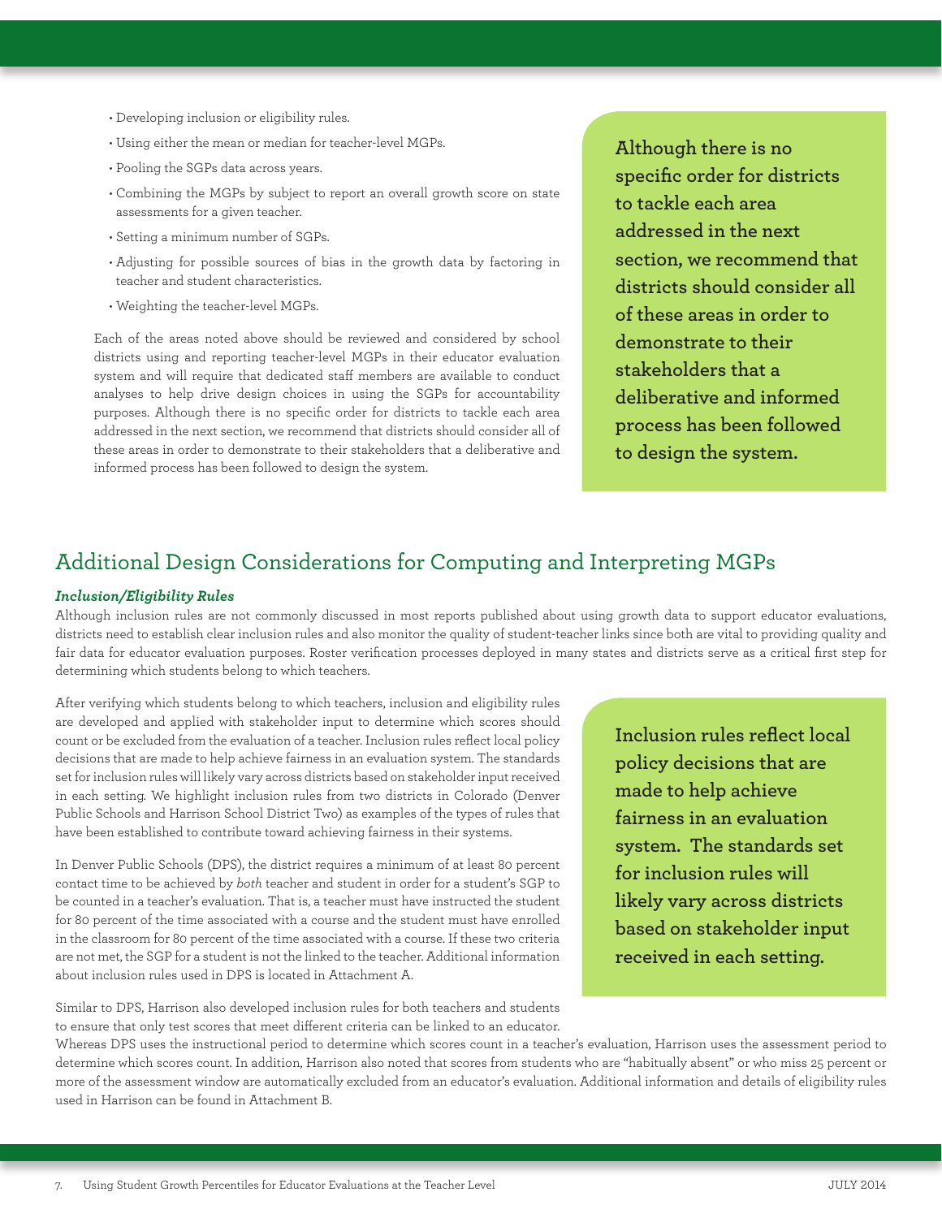- Developing inclusion or eligibility rules.
- Using either the mean or median for teacher-level MGPs.
- Pooling the SGPs data across years.
- Combining the MGPs by subject to report an overall growth score on state assessments for a given teacher.
- Setting a minimum number of SGPs.
- Adjusting for possible sources of bias in the growth data by factoring in teacher and student characteristics.
- Weighting the teacher-level MGPs.

Each of the areas noted above should be reviewed and considered by school districts using and reporting teacher-level MGPs in their educator evaluation system and will require that dedicated staff members are available to conduct analyses to help drive design choices in using the SGPs for accountability purposes. Although there is no specific order for districts to tackle each area addressed in the next section, we recommend that districts should consider all of these areas in order to demonstrate to their stakeholders that a deliberative and informed process has been followed to design the system.

**Although there is no specific order for districts to tackle each area addressed in the next section, we recommend that districts should consider all of these areas in order to demonstrate to their stakeholders that a deliberative and informed process has been followed to design the system.**

## Additional Design Considerations for Computing and Interpreting MGPs

### *Inclusion/Eligibility Rules*

Although inclusion rules are not commonly discussed in most reports published about using growth data to support educator evaluations, districts need to establish clear inclusion rules and also monitor the quality of student-teacher links since both are vital to providing quality and fair data for educator evaluation purposes. Roster verification processes deployed in many states and districts serve as a critical first step for determining which students belong to which teachers.

After verifying which students belong to which teachers, inclusion and eligibility rules are developed and applied with stakeholder input to determine which scores should count or be excluded from the evaluation of a teacher. Inclusion rules reflect local policy decisions that are made to help achieve fairness in an evaluation system. The standards set for inclusion rules will likely vary across districts based on stakeholder input received in each setting. We highlight inclusion rules from two districts in Colorado (Denver Public Schools and Harrison School District Two) as examples of the types of rules that have been established to contribute toward achieving fairness in their systems.

**Inclusion rules reflect local policy decisions that are made to help achieve fairness in an evaluation system. The standards set for inclusion rules will likely vary across districts based on stakeholder input received in each setting.**

In Denver Public Schools (DPS), the district requires a minimum of at least 80 percent contact time to be achieved by *both* teacher and student in order for a student's SGP to be counted in a teacher's evaluation. That is, a teacher must have instructed the student for 80 percent of the time associated with a course and the student must have enrolled in the classroom for 80 percent of the time associated with a course. If these two criteria are not met, the SGP for a student is not the linked to the teacher. Additional information about inclusion rules used in DPS is located in Attachment A.

Similar to DPS, Harrison also developed inclusion rules for both teachers and students to ensure that only test scores that meet different criteria can be linked to an educator. Whereas DPS uses the instructional period to determine which scores count in a teacher's evaluation, Harrison uses the assessment period to determine which scores count. In addition, Harrison also noted that scores from students who are "habitually absent" or who miss 25 percent or more of the assessment window are automatically excluded from an educator's evaluation. Additional information and details of eligibility rules used in Harrison can be found in Attachment B.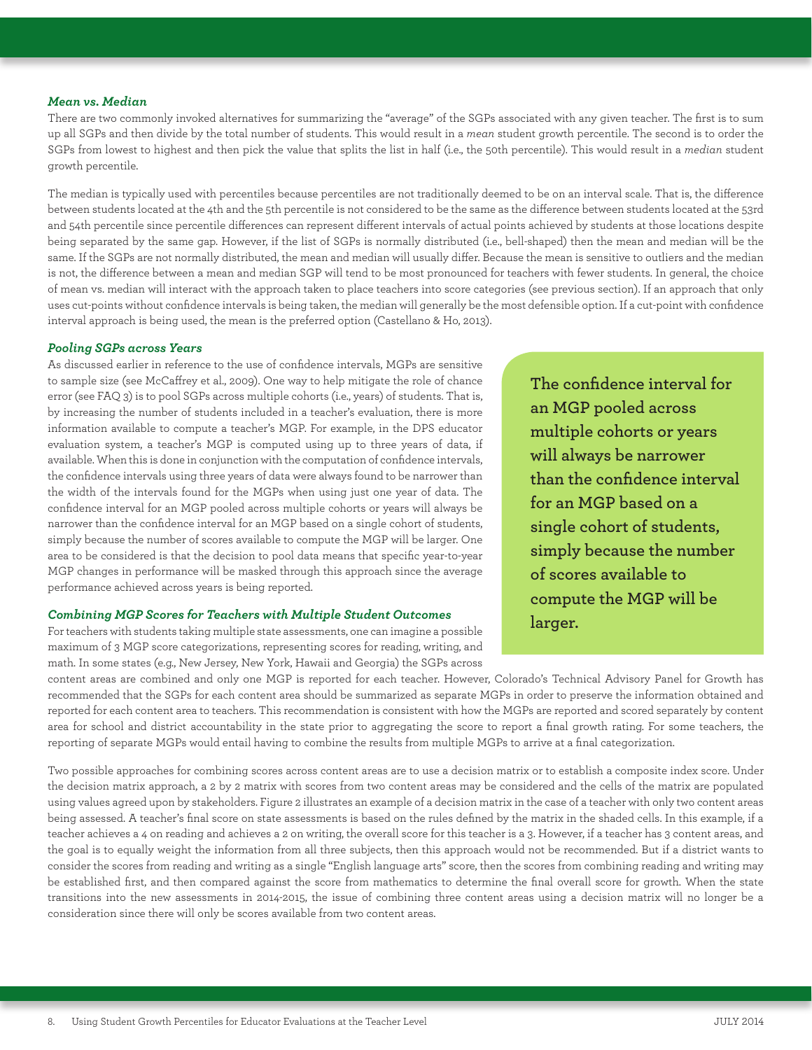### *Mean vs. Median*

There are two commonly invoked alternatives for summarizing the "average" of the SGPs associated with any given teacher. The first is to sum up all SGPs and then divide by the total number of students. This would result in a *mean* student growth percentile. The second is to order the SGPs from lowest to highest and then pick the value that splits the list in half (i.e., the 50th percentile). This would result in a *median* student growth percentile.

The median is typically used with percentiles because percentiles are not traditionally deemed to be on an interval scale. That is, the difference between students located at the 4th and the 5th percentile is not considered to be the same as the difference between students located at the 53rd and 54th percentile since percentile differences can represent different intervals of actual points achieved by students at those locations despite being separated by the same gap. However, if the list of SGPs is normally distributed (i.e., bell-shaped) then the mean and median will be the same. If the SGPs are not normally distributed, the mean and median will usually differ. Because the mean is sensitive to outliers and the median is not, the difference between a mean and median SGP will tend to be most pronounced for teachers with fewer students. In general, the choice of mean vs. median will interact with the approach taken to place teachers into score categories (see previous section). If an approach that only uses cut-points without confidence intervals is being taken, the median will generally be the most defensible option. If a cut-point with confidence interval approach is being used, the mean is the preferred option (Castellano & Ho, 2013).

### *Pooling SGPs across Years*

As discussed earlier in reference to the use of confidence intervals, MGPs are sensitive to sample size (see McCaffrey et al., 2009). One way to help mitigate the role of chance error (see FAQ 3) is to pool SGPs across multiple cohorts (i.e., years) of students. That is, by increasing the number of students included in a teacher's evaluation, there is more information available to compute a teacher's MGP. For example, in the DPS educator evaluation system, a teacher's MGP is computed using up to three years of data, if available. When this is done in conjunction with the computation of confidence intervals, the confidence intervals using three years of data were always found to be narrower than the width of the intervals found for the MGPs when using just one year of data. The confidence interval for an MGP pooled across multiple cohorts or years will always be narrower than the confidence interval for an MGP based on a single cohort of students, simply because the number of scores available to compute the MGP will be larger. One area to be considered is that the decision to pool data means that specific year-to-year MGP changes in performance will be masked through this approach since the average performance achieved across years is being reported.

> **The confidence interval for an MGP pooled across multiple cohorts or years will always be narrower than the confidence interval for an MGP based on a single cohort of students, simply because the number of scores available to compute the MGP will be larger.**

### *Combining MGP Scores for Teachers with Multiple Student Outcomes*

For teachers with students taking multiple state assessments, one can imagine a possible maximum of 3 MGP score categorizations, representing scores for reading, writing, and math. In some states (e.g., New Jersey, New York, Hawaii and Georgia) the SGPs across content areas are combined and only one MGP is reported for each teacher. However, Colorado's Technical Advisory Panel for Growth has recommended that the SGPs for each content area should be summarized as separate MGPs in order to preserve the information obtained and reported for each content area to teachers. This recommendation is consistent with how the MGPs are reported and scored separately by content area for school and district accountability in the state prior to aggregating the score to report a final growth rating. For some teachers, the reporting of separate MGPs would entail having to combine the results from multiple MGPs to arrive at a final categorization.

Two possible approaches for combining scores across content areas are to use a decision matrix or to establish a composite index score. Under the decision matrix approach, a 2 by 2 matrix with scores from two content areas may be considered and the cells of the matrix are populated using values agreed upon by stakeholders. Figure 2 illustrates an example of a decision matrix in the case of a teacher with only two content areas being assessed. A teacher's final score on state assessments is based on the rules defined by the matrix in the shaded cells. In this example, if a teacher achieves a 4 on reading and achieves a 2 on writing, the overall score for this teacher is a 3. However, if a teacher has 3 content areas, and the goal is to equally weight the information from all three subjects, then this approach would not be recommended. But if a district wants to consider the scores from reading and writing as a single "English language arts" score, then the scores from combining reading and writing may be established first, and then compared against the score from mathematics to determine the final overall score for growth. When the state transitions into the new assessments in 2014-2015, the issue of combining three content areas using a decision matrix will no longer be a consideration since there will only be scores available from two content areas.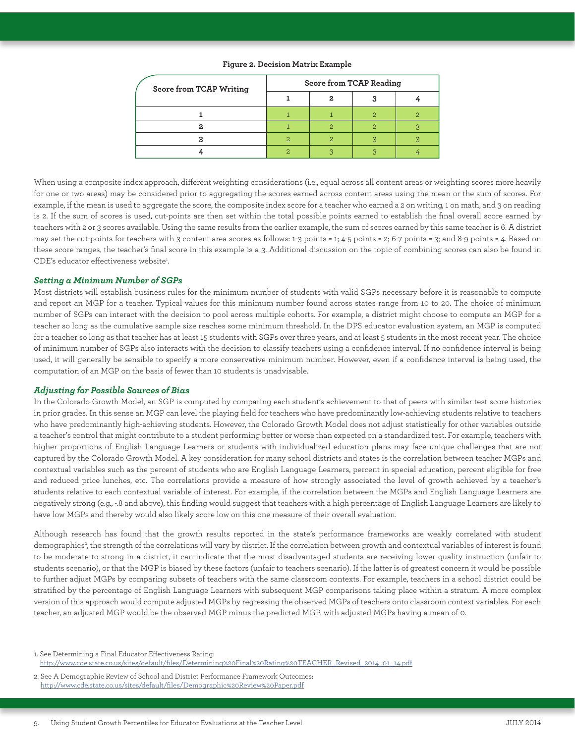**Figure 2. Decision Matrix Example**

| Score from TCAP Writing | Score from TCAP Reading | | | |
|---|---|---|---|---|
| | 1 | 2 | 3 | 4 |
| 1 | 1 | 1 | 2 | 2 |
| 2 | 1 | 2 | 2 | 3 |
| 3 | 2 | 2 | 3 | 3 |
| 4 | 2 | 3 | 3 | 4 |

When using a composite index approach, different weighting considerations (i.e., equal across all content areas or weighting scores more heavily for one or two areas) may be considered prior to aggregating the scores earned across content areas using the mean or the sum of scores. For example, if the mean is used to aggregate the score, the composite index score for a teacher who earned a 2 on writing, 1 on math, and 3 on reading is 2. If the sum of scores is used, cut-points are then set within the total possible points earned to establish the final overall score earned by teachers with 2 or 3 scores available. Using the same results from the earlier example, the sum of scores earned by this same teacher is 6. A district may set the cut-points for teachers with 3 content area scores as follows: 1-3 points = 1; 4-5 points = 2; 6-7 points = 3; and 8-9 points = 4. Based on these score ranges, the teacher's final score in this example is a 3. Additional discussion on the topic of combining scores can also be found in CDE's educator effectiveness website[1].

### *Setting a Minimum Number of SGPs*

Most districts will establish business rules for the minimum number of students with valid SGPs necessary before it is reasonable to compute and report an MGP for a teacher. Typical values for this minimum number found across states range from 10 to 20. The choice of minimum number of SGPs can interact with the decision to pool across multiple cohorts. For example, a district might choose to compute an MGP for a teacher so long as the cumulative sample size reaches some minimum threshold. In the DPS educator evaluation system, an MGP is computed for a teacher so long as that teacher has at least 15 students with SGPs over three years, and at least 5 students in the most recent year. The choice of minimum number of SGPs also interacts with the decision to classify teachers using a confidence interval. If no confidence interval is being used, it will generally be sensible to specify a more conservative minimum number. However, even if a confidence interval is being used, the computation of an MGP on the basis of fewer than 10 students is unadvisable.

### *Adjusting for Possible Sources of Bias*

In the Colorado Growth Model, an SGP is computed by comparing each student's achievement to that of peers with similar test score histories in prior grades. In this sense an MGP can level the playing field for teachers who have predominantly low-achieving students relative to teachers who have predominantly high-achieving students. However, the Colorado Growth Model does not adjust statistically for other variables outside a teacher's control that might contribute to a student performing better or worse than expected on a standardized test. For example, teachers with higher proportions of English Language Learners or students with individualized education plans may face unique challenges that are not captured by the Colorado Growth Model. A key consideration for many school districts and states is the correlation between teacher MGPs and contextual variables such as the percent of students who are English Language Learners, percent in special education, percent eligible for free and reduced price lunches, etc. The correlations provide a measure of how strongly associated the level of growth achieved by a teacher's students relative to each contextual variable of interest. For example, if the correlation between the MGPs and English Language Learners are negatively strong (e.g., -.8 and above), this finding would suggest that teachers with a high percentage of English Language Learners are likely to have low MGPs and thereby would also likely score low on this one measure of their overall evaluation.

Although research has found that the growth results reported in the state's performance frameworks are weakly correlated with student demographics[2], the strength of the correlations will vary by district. If the correlation between growth and contextual variables of interest is found to be moderate to strong in a district, it can indicate that the most disadvantaged students are receiving lower quality instruction (unfair to students scenario), or that the MGP is biased by these factors (unfair to teachers scenario). If the latter is of greatest concern it would be possible to further adjust MGPs by comparing subsets of teachers with the same classroom contexts. For example, teachers in a school district could be stratified by the percentage of English Language Learners with subsequent MGP comparisons taking place within a stratum. A more complex version of this approach would compute adjusted MGPs by regressing the observed MGPs of teachers onto classroom context variables. For each teacher, an adjusted MGP would be the observed MGP minus the predicted MGP, with adjusted MGPs having a mean of 0.

1. See Determining a Final Educator Effectiveness Rating: http://www.cde.state.co.us/sites/default/files/Determining%20Final%20Rating%20TEACHER_Revised_2014_01_14.pdf

2. See A Demographic Review of School and District Performance Framework Outcomes: http://www.cde.state.co.us/sites/default/files/Demographic%20Review%20Paper.pdf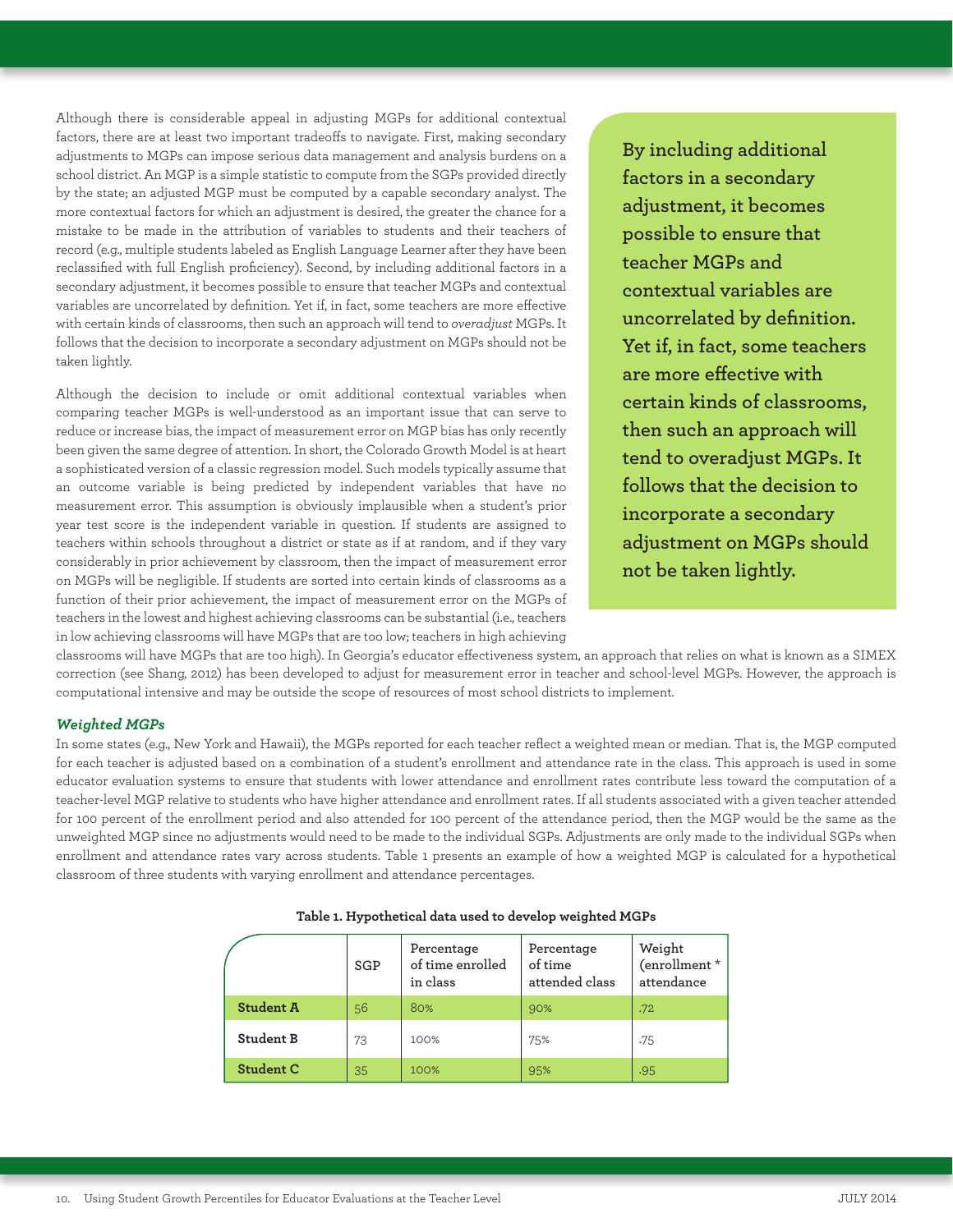Although there is considerable appeal in adjusting MGPs for additional contextual factors, there are at least two important tradeoffs to navigate. First, making secondary adjustments to MGPs can impose serious data management and analysis burdens on a school district. An MGP is a simple statistic to compute from the SGPs provided directly by the state; an adjusted MGP must be computed by a capable secondary analyst. The more contextual factors for which an adjustment is desired, the greater the chance for a mistake to be made in the attribution of variables to students and their teachers of record (e.g., multiple students labeled as English Language Learner after they have been reclassified with full English proficiency). Second, by including additional factors in a secondary adjustment, it becomes possible to ensure that teacher MGPs and contextual variables are uncorrelated by definition. Yet if, in fact, some teachers are more effective with certain kinds of classrooms, then such an approach will tend to *overadjust* MGPs. It follows that the decision to incorporate a secondary adjustment on MGPs should not be taken lightly.

**By including additional factors in a secondary adjustment, it becomes possible to ensure that teacher MGPs and contextual variables are uncorrelated by definition. Yet if, in fact, some teachers are more effective with certain kinds of classrooms, then such an approach will tend to overadjust MGPs. It follows that the decision to incorporate a secondary adjustment on MGPs should not be taken lightly.**

Although the decision to include or omit additional contextual variables when comparing teacher MGPs is well-understood as an important issue that can serve to reduce or increase bias, the impact of measurement error on MGP bias has only recently been given the same degree of attention. In short, the Colorado Growth Model is at heart a sophisticated version of a classic regression model. Such models typically assume that an outcome variable is being predicted by independent variables that have no measurement error. This assumption is obviously implausible when a student's prior year test score is the independent variable in question. If students are assigned to teachers within schools throughout a district or state as if at random, and if they vary considerably in prior achievement by classroom, then the impact of measurement error on MGPs will be negligible. If students are sorted into certain kinds of classrooms as a function of their prior achievement, the impact of measurement error on the MGPs of teachers in the lowest and highest achieving classrooms can be substantial (i.e., teachers in low achieving classrooms will have MGPs that are too low; teachers in high achieving classrooms will have MGPs that are too high). In Georgia's educator effectiveness system, an approach that relies on what is known as a SIMEX correction (see Shang, 2012) has been developed to adjust for measurement error in teacher and school-level MGPs. However, the approach is computational intensive and may be outside the scope of resources of most school districts to implement.

### *Weighted MGPs*

In some states (e.g., New York and Hawaii), the MGPs reported for each teacher reflect a weighted mean or median. That is, the MGP computed for each teacher is adjusted based on a combination of a student's enrollment and attendance rate in the class. This approach is used in some educator evaluation systems to ensure that students with lower attendance and enrollment rates contribute less toward the computation of a teacher-level MGP relative to students who have higher attendance and enrollment rates. If all students associated with a given teacher attended for 100 percent of the enrollment period and also attended for 100 percent of the attendance period, then the MGP would be the same as the unweighted MGP since no adjustments would need to be made to the individual SGPs. Adjustments are only made to the individual SGPs when enrollment and attendance rates vary across students. Table 1 presents an example of how a weighted MGP is calculated for a hypothetical classroom of three students with varying enrollment and attendance percentages.

**Table 1. Hypothetical data used to develop weighted MGPs**

| | SGP | Percentage of time enrolled in class | Percentage of time attended class | Weight (enrollment * attendance |
|---|---|---|---|---|
| **Student A** | 56 | 80% | 90% | .72 |
| **Student B** | 73 | 100% | 75% | .75 |
| **Student C** | 35 | 100% | 95% | .95 |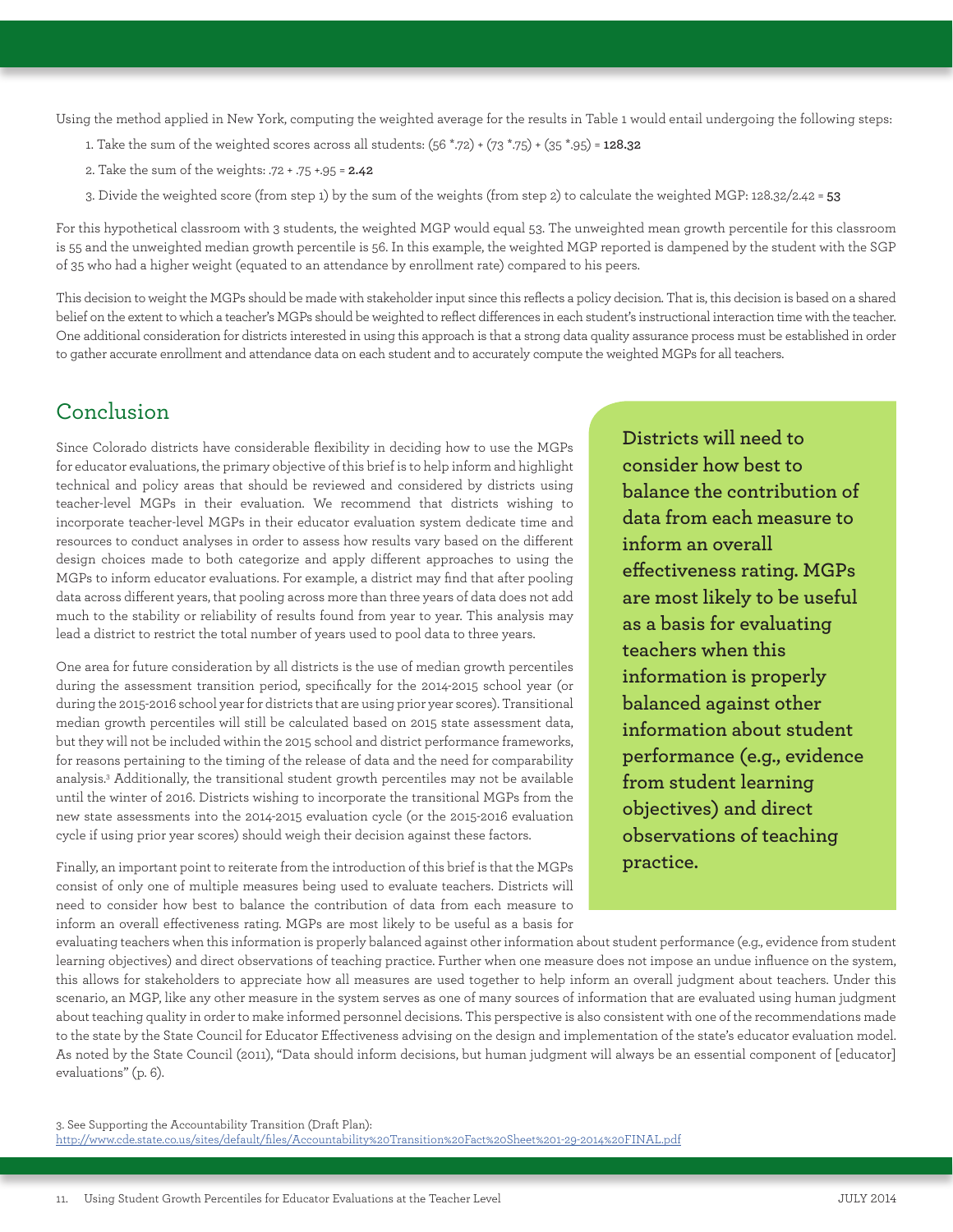Using the method applied in New York, computing the weighted average for the results in Table 1 would entail undergoing the following steps:

1. Take the sum of the weighted scores across all students: (56 *.72) + (73 *.75) + (35 *.95) = **128.32**
2. Take the sum of the weights: .72 + .75 +.95 = **2.42**
3. Divide the weighted score (from step 1) by the sum of the weights (from step 2) to calculate the weighted MGP: 128.32/2.42 = **53**

For this hypothetical classroom with 3 students, the weighted MGP would equal 53. The unweighted mean growth percentile for this classroom is 55 and the unweighted median growth percentile is 56. In this example, the weighted MGP reported is dampened by the student with the SGP of 35 who had a higher weight (equated to an attendance by enrollment rate) compared to his peers.

This decision to weight the MGPs should be made with stakeholder input since this reflects a policy decision. That is, this decision is based on a shared belief on the extent to which a teacher's MGPs should be weighted to reflect differences in each student's instructional interaction time with the teacher. One additional consideration for districts interested in using this approach is that a strong data quality assurance process must be established in order to gather accurate enrollment and attendance data on each student and to accurately compute the weighted MGPs for all teachers.

## Conclusion

Since Colorado districts have considerable flexibility in deciding how to use the MGPs for educator evaluations, the primary objective of this brief is to help inform and highlight technical and policy areas that should be reviewed and considered by districts using teacher-level MGPs in their evaluation. We recommend that districts wishing to incorporate teacher-level MGPs in their educator evaluation system dedicate time and resources to conduct analyses in order to assess how results vary based on the different design choices made to both categorize and apply different approaches to using the MGPs to inform educator evaluations. For example, a district may find that after pooling data across different years, that pooling across more than three years of data does not add much to the stability or reliability of results found from year to year. This analysis may lead a district to restrict the total number of years used to pool data to three years.

One area for future consideration by all districts is the use of median growth percentiles during the assessment transition period, specifically for the 2014-2015 school year (or during the 2015-2016 school year for districts that are using prior year scores). Transitional median growth percentiles will still be calculated based on 2015 state assessment data, but they will not be included within the 2015 school and district performance frameworks, for reasons pertaining to the timing of the release of data and the need for comparability analysis.[3] Additionally, the transitional student growth percentiles may not be available until the winter of 2016. Districts wishing to incorporate the transitional MGPs from the new state assessments into the 2014-2015 evaluation cycle (or the 2015-2016 evaluation cycle if using prior year scores) should weigh their decision against these factors.

Finally, an important point to reiterate from the introduction of this brief is that the MGPs consist of only one of multiple measures being used to evaluate teachers. Districts will need to consider how best to balance the contribution of data from each measure to inform an overall effectiveness rating. MGPs are most likely to be useful as a basis for evaluating teachers when this information is properly balanced against other information about student performance (e.g., evidence from student learning objectives) and direct observations of teaching practice. Further when one measure does not impose an undue influence on the system, this allows for stakeholders to appreciate how all measures are used together to help inform an overall judgment about teachers. Under this scenario, an MGP, like any other measure in the system serves as one of many sources of information that are evaluated using human judgment about teaching quality in order to make informed personnel decisions. This perspective is also consistent with one of the recommendations made to the state by the State Council for Educator Effectiveness advising on the design and implementation of the state's educator evaluation model. As noted by the State Council (2011), "Data should inform decisions, but human judgment will always be an essential component of [educator] evaluations" (p. 6).

**Districts will need to consider how best to balance the contribution of data from each measure to inform an overall effectiveness rating. MGPs are most likely to be useful as a basis for evaluating teachers when this information is properly balanced against other information about student performance (e.g., evidence from student learning objectives) and direct observations of teaching practice.**

3. See Supporting the Accountability Transition (Draft Plan): http://www.cde.state.co.us/sites/default/files/Accountability%20Transition%20Fact%20Sheet%201-29-2014%20FINAL.pdf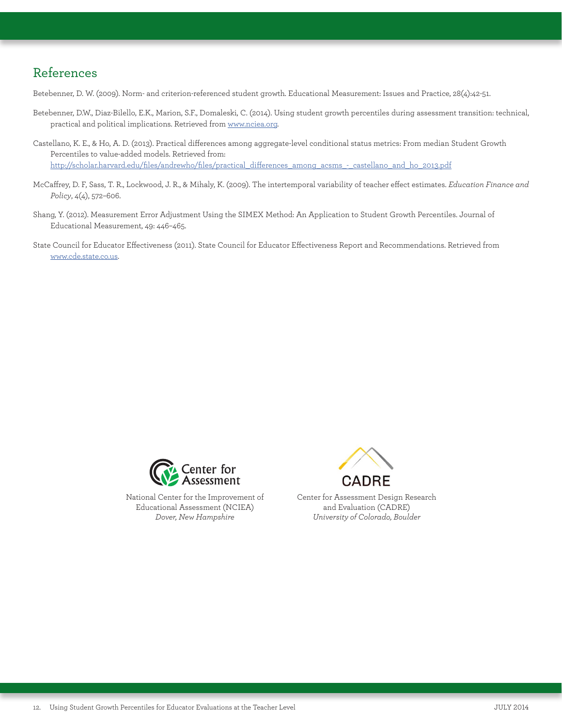## References

Betebenner, D. W. (2009). Norm- and criterion-referenced student growth. Educational Measurement: Issues and Practice, 28(4):42-51.

Betebenner, D.W., Diaz-Bilello, E.K., Marion, S.F., Domaleski, C. (2014). Using student growth percentiles during assessment transition: technical, practical and political implications. Retrieved from www.nciea.org.

Castellano, K. E., & Ho, A. D. (2013). Practical differences among aggregate-level conditional status metrics: From median Student Growth Percentiles to value-added models. Retrieved from: http://scholar.harvard.edu/files/andrewho/files/practical_differences_among_acsms_-_castellano_and_ho_2013.pdf

McCaffrey, D. F, Sass, T. R., Lockwood, J. R., & Mihaly, K. (2009). The intertemporal variability of teacher effect estimates. *Education Finance and Policy*, 4(4), 572–606.

Shang, Y. (2012). Measurement Error Adjustment Using the SIMEX Method: An Application to Student Growth Percentiles. Journal of Educational Measurement, 49: 446–465.

State Council for Educator Effectiveness (2011). State Council for Educator Effectiveness Report and Recommendations. Retrieved from www.cde.state.co.us.

National Center for the Improvement of Educational Assessment (NCIEA)
*Dover, New Hampshire*

Center for Assessment Design Research and Evaluation (CADRE)
*University of Colorado, Boulder*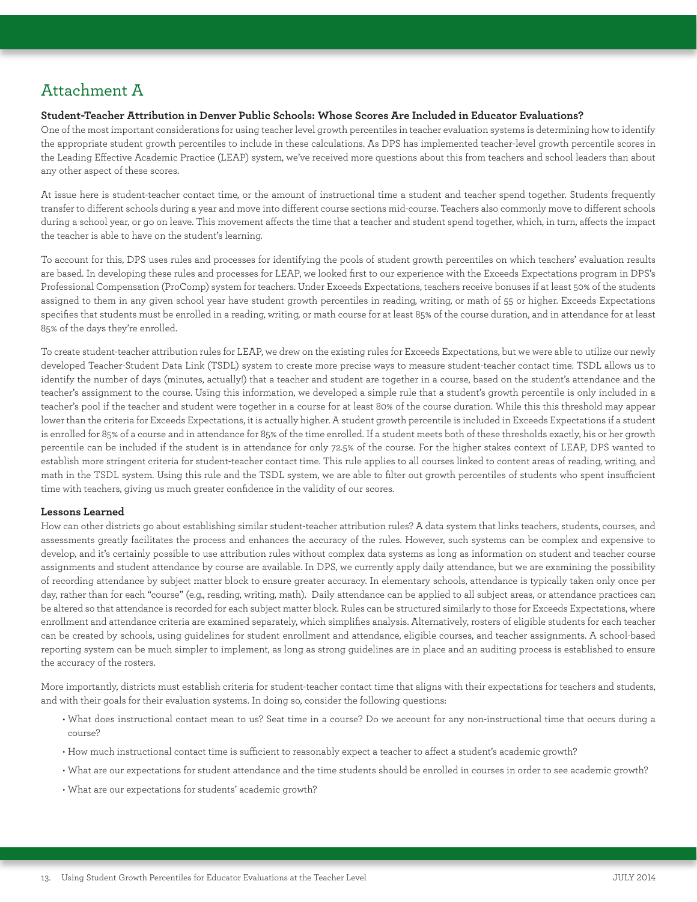# Attachment A

**Student-Teacher Attribution in Denver Public Schools: Whose Scores Are Included in Educator Evaluations?**

One of the most important considerations for using teacher level growth percentiles in teacher evaluation systems is determining how to identify the appropriate student growth percentiles to include in these calculations. As DPS has implemented teacher-level growth percentile scores in the Leading Effective Academic Practice (LEAP) system, we've received more questions about this from teachers and school leaders than about any other aspect of these scores.

At issue here is student-teacher contact time, or the amount of instructional time a student and teacher spend together. Students frequently transfer to different schools during a year and move into different course sections mid-course. Teachers also commonly move to different schools during a school year, or go on leave. This movement affects the time that a teacher and student spend together, which, in turn, affects the impact the teacher is able to have on the student's learning.

To account for this, DPS uses rules and processes for identifying the pools of student growth percentiles on which teachers' evaluation results are based. In developing these rules and processes for LEAP, we looked first to our experience with the Exceeds Expectations program in DPS's Professional Compensation (ProComp) system for teachers. Under Exceeds Expectations, teachers receive bonuses if at least 50% of the students assigned to them in any given school year have student growth percentiles in reading, writing, or math of 55 or higher. Exceeds Expectations specifies that students must be enrolled in a reading, writing, or math course for at least 85% of the course duration, and in attendance for at least 85% of the days they're enrolled.

To create student-teacher attribution rules for LEAP, we drew on the existing rules for Exceeds Expectations, but we were able to utilize our newly developed Teacher-Student Data Link (TSDL) system to create more precise ways to measure student-teacher contact time. TSDL allows us to identify the number of days (minutes, actually!) that a teacher and student are together in a course, based on the student's attendance and the teacher's assignment to the course. Using this information, we developed a simple rule that a student's growth percentile is only included in a teacher's pool if the teacher and student were together in a course for at least 80% of the course duration. While this this threshold may appear lower than the criteria for Exceeds Expectations, it is actually higher. A student growth percentile is included in Exceeds Expectations if a student is enrolled for 85% of a course and in attendance for 85% of the time enrolled. If a student meets both of these thresholds exactly, his or her growth percentile can be included if the student is in attendance for only 72.5% of the course. For the higher stakes context of LEAP, DPS wanted to establish more stringent criteria for student-teacher contact time. This rule applies to all courses linked to content areas of reading, writing, and math in the TSDL system. Using this rule and the TSDL system, we are able to filter out growth percentiles of students who spent insufficient time with teachers, giving us much greater confidence in the validity of our scores.

**Lessons Learned**

How can other districts go about establishing similar student-teacher attribution rules? A data system that links teachers, students, courses, and assessments greatly facilitates the process and enhances the accuracy of the rules. However, such systems can be complex and expensive to develop, and it's certainly possible to use attribution rules without complex data systems as long as information on student and teacher course assignments and student attendance by course are available. In DPS, we currently apply daily attendance, but we are examining the possibility of recording attendance by subject matter block to ensure greater accuracy. In elementary schools, attendance is typically taken only once per day, rather than for each "course" (e.g., reading, writing, math). Daily attendance can be applied to all subject areas, or attendance practices can be altered so that attendance is recorded for each subject matter block. Rules can be structured similarly to those for Exceeds Expectations, where enrollment and attendance criteria are examined separately, which simplifies analysis. Alternatively, rosters of eligible students for each teacher can be created by schools, using guidelines for student enrollment and attendance, eligible courses, and teacher assignments. A school-based reporting system can be much simpler to implement, as long as strong guidelines are in place and an auditing process is established to ensure the accuracy of the rosters.

More importantly, districts must establish criteria for student-teacher contact time that aligns with their expectations for teachers and students, and with their goals for their evaluation systems. In doing so, consider the following questions:

- What does instructional contact mean to us? Seat time in a course? Do we account for any non-instructional time that occurs during a course?
- How much instructional contact time is sufficient to reasonably expect a teacher to affect a student's academic growth?
- What are our expectations for student attendance and the time students should be enrolled in courses in order to see academic growth?
- What are our expectations for students' academic growth?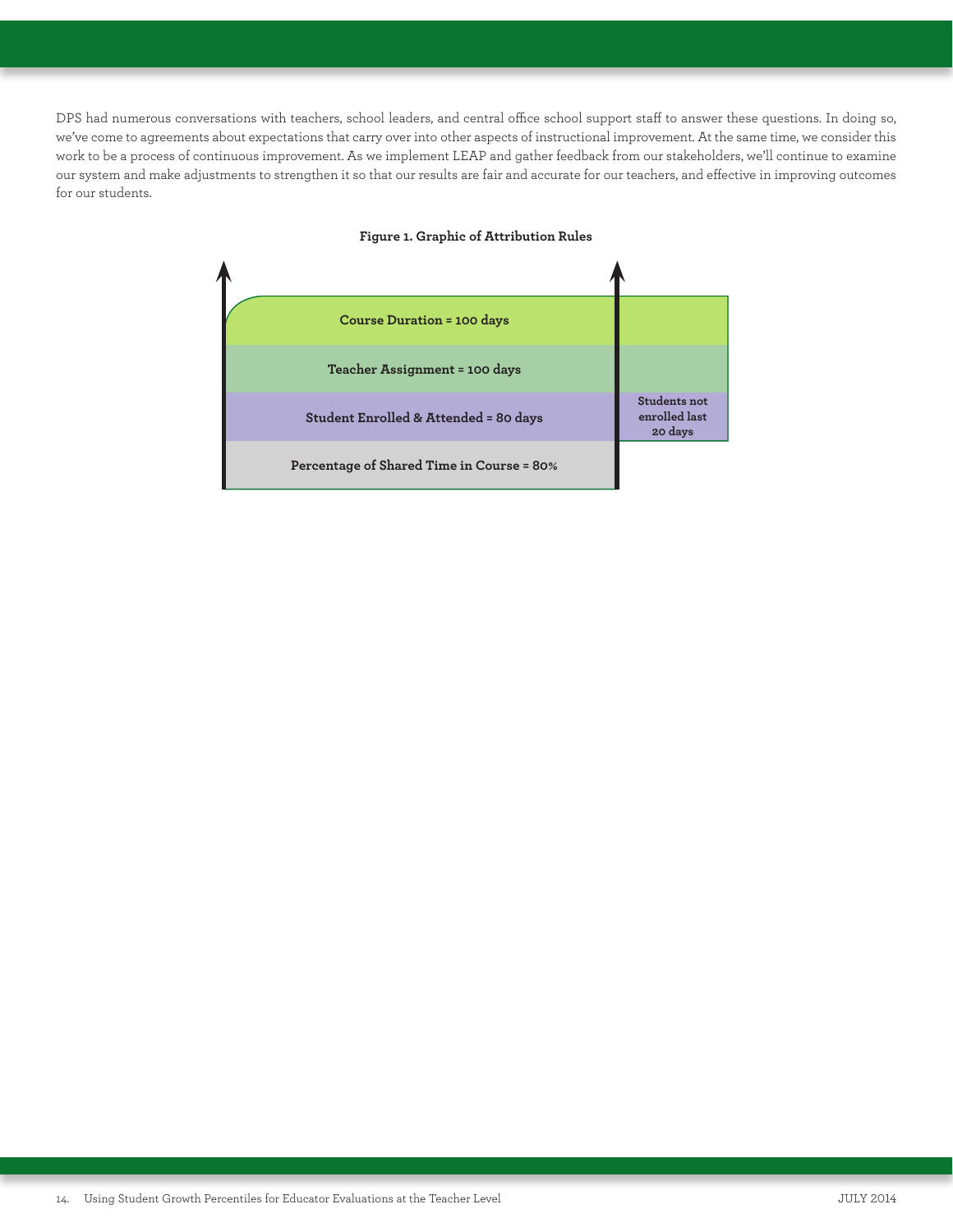DPS had numerous conversations with teachers, school leaders, and central office school support staff to answer these questions. In doing so, we've come to agreements about expectations that carry over into other aspects of instructional improvement. At the same time, we consider this work to be a process of continuous improvement. As we implement LEAP and gather feedback from our stakeholders, we'll continue to examine our system and make adjustments to strengthen it so that our results are fair and accurate for our teachers, and effective in improving outcomes for our students.

**Figure 1. Graphic of Attribution Rules**

Course Duration = 100 days

Teacher Assignment = 100 days

Student Enrolled & Attended = 80 days

Students not enrolled last 20 days

Percentage of Shared Time in Course = 80%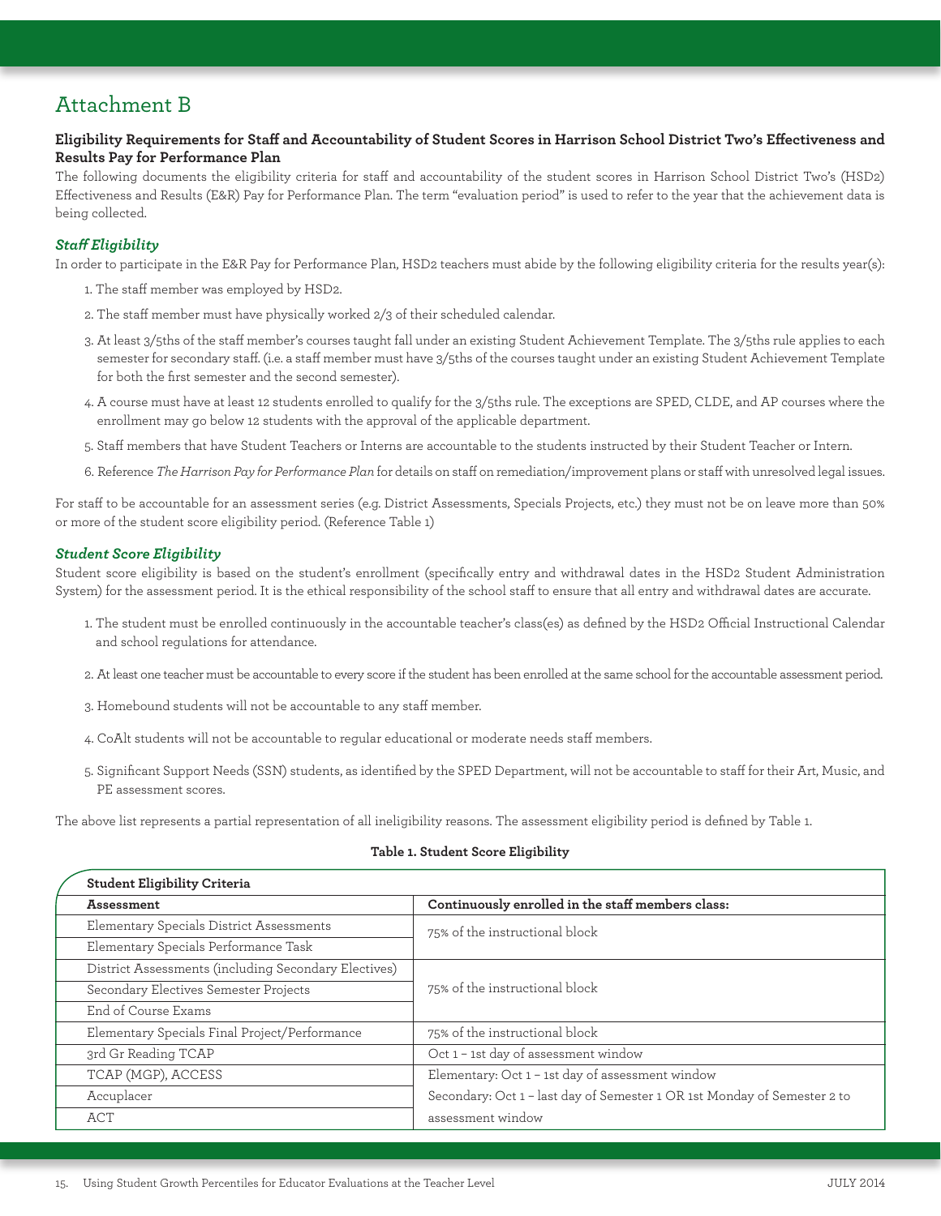## Attachment B

**Eligibility Requirements for Staff and Accountability of Student Scores in Harrison School District Two's Effectiveness and Results Pay for Performance Plan**

The following documents the eligibility criteria for staff and accountability of the student scores in Harrison School District Two's (HSD2) Effectiveness and Results (E&R) Pay for Performance Plan. The term "evaluation period" is used to refer to the year that the achievement data is being collected.

### *Staff Eligibility*

In order to participate in the E&R Pay for Performance Plan, HSD2 teachers must abide by the following eligibility criteria for the results year(s):

1. The staff member was employed by HSD2.
2. The staff member must have physically worked 2/3 of their scheduled calendar.
3. At least 3/5ths of the staff member's courses taught fall under an existing Student Achievement Template. The 3/5ths rule applies to each semester for secondary staff. (i.e. a staff member must have 3/5ths of the courses taught under an existing Student Achievement Template for both the first semester and the second semester).
4. A course must have at least 12 students enrolled to qualify for the 3/5ths rule. The exceptions are SPED, CLDE, and AP courses where the enrollment may go below 12 students with the approval of the applicable department.
5. Staff members that have Student Teachers or Interns are accountable to the students instructed by their Student Teacher or Intern.
6. Reference *The Harrison Pay for Performance Plan* for details on staff on remediation/improvement plans or staff with unresolved legal issues.

For staff to be accountable for an assessment series (e.g. District Assessments, Specials Projects, etc.) they must not be on leave more than 50% or more of the student score eligibility period. (Reference Table 1)

### *Student Score Eligibility*

Student score eligibility is based on the student's enrollment (specifically entry and withdrawal dates in the HSD2 Student Administration System) for the assessment period. It is the ethical responsibility of the school staff to ensure that all entry and withdrawal dates are accurate.

1. The student must be enrolled continuously in the accountable teacher's class(es) as defined by the HSD2 Official Instructional Calendar and school regulations for attendance.
2. At least one teacher must be accountable to every score if the student has been enrolled at the same school for the accountable assessment period.
3. Homebound students will not be accountable to any staff member.
4. CoAlt students will not be accountable to regular educational or moderate needs staff members.
5. Significant Support Needs (SSN) students, as identified by the SPED Department, will not be accountable to staff for their Art, Music, and PE assessment scores.

The above list represents a partial representation of all ineligibility reasons. The assessment eligibility period is defined by Table 1.

**Table 1. Student Score Eligibility**

| **Student Eligibility Criteria** | |
|---|---|
| **Assessment** | **Continuously enrolled in the staff members class:** |
| Elementary Specials District Assessments | 75% of the instructional block |
| Elementary Specials Performance Task | |
| District Assessments (including Secondary Electives) | 75% of the instructional block |
| Secondary Electives Semester Projects | |
| End of Course Exams | |
| Elementary Specials Final Project/Performance | 75% of the instructional block |
| 3rd Gr Reading TCAP | Oct 1 – 1st day of assessment window |
| TCAP (MGP), ACCESS | Elementary: Oct 1 – 1st day of assessment window |
| Accuplacer | Secondary: Oct 1 – last day of Semester 1 OR 1st Monday of Semester 2 to assessment window |
| ACT | |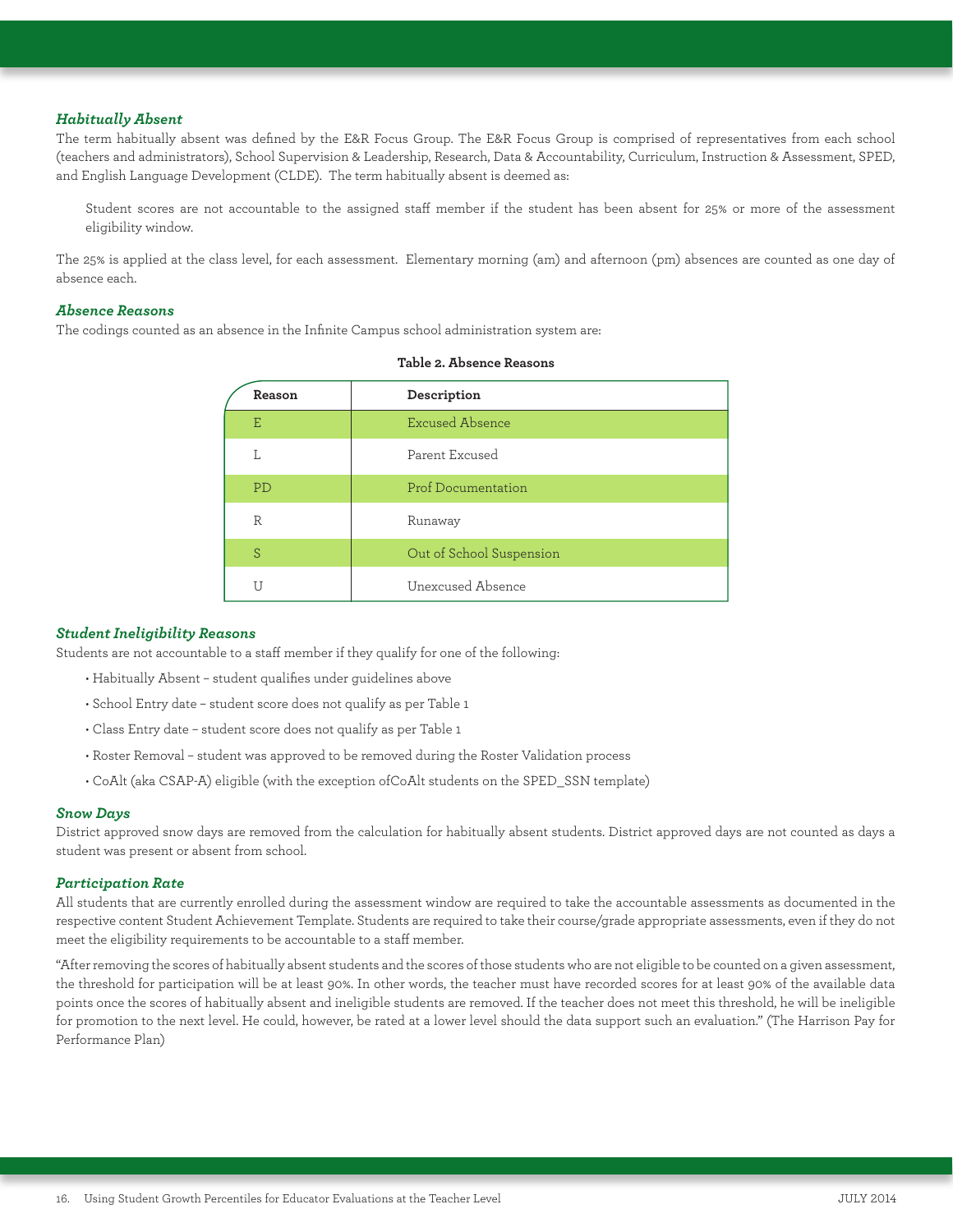### *Habitually Absent*

The term habitually absent was defined by the E&R Focus Group. The E&R Focus Group is comprised of representatives from each school (teachers and administrators), School Supervision & Leadership, Research, Data & Accountability, Curriculum, Instruction & Assessment, SPED, and English Language Development (CLDE). The term habitually absent is deemed as:

> Student scores are not accountable to the assigned staff member if the student has been absent for 25% or more of the assessment eligibility window.

The 25% is applied at the class level, for each assessment. Elementary morning (am) and afternoon (pm) absences are counted as one day of absence each.

### *Absence Reasons*

The codings counted as an absence in the Infinite Campus school administration system are:

**Table 2. Absence Reasons**

| Reason | Description |
|---|---|
| E | Excused Absence |
| L | Parent Excused |
| PD | Prof Documentation |
| R | Runaway |
| S | Out of School Suspension |
| U | Unexcused Absence |

### *Student Ineligibility Reasons*

Students are not accountable to a staff member if they qualify for one of the following:

- Habitually Absent – student qualifies under guidelines above
- School Entry date – student score does not qualify as per Table 1
- Class Entry date – student score does not qualify as per Table 1
- Roster Removal – student was approved to be removed during the Roster Validation process
- CoAlt (aka CSAP-A) eligible (with the exception ofCoAlt students on the SPED_SSN template)

### *Snow Days*

District approved snow days are removed from the calculation for habitually absent students. District approved days are not counted as days a student was present or absent from school.

### *Participation Rate*

All students that are currently enrolled during the assessment window are required to take the accountable assessments as documented in the respective content Student Achievement Template. Students are required to take their course/grade appropriate assessments, even if they do not meet the eligibility requirements to be accountable to a staff member.

"After removing the scores of habitually absent students and the scores of those students who are not eligible to be counted on a given assessment, the threshold for participation will be at least 90%. In other words, the teacher must have recorded scores for at least 90% of the available data points once the scores of habitually absent and ineligible students are removed. If the teacher does not meet this threshold, he will be ineligible for promotion to the next level. He could, however, be rated at a lower level should the data support such an evaluation." (The Harrison Pay for Performance Plan)